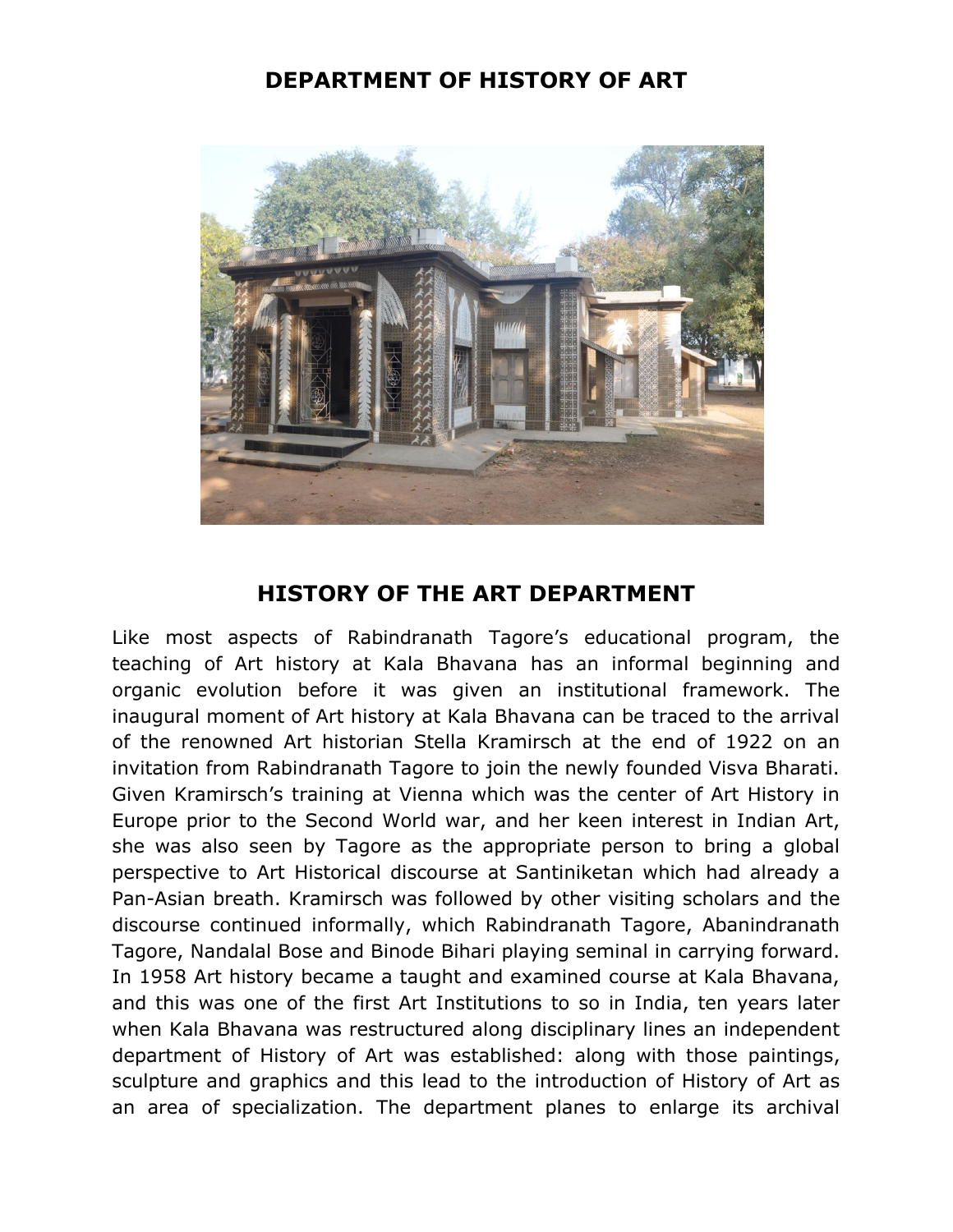# DEPARTMENT OF HISTORY OF ART

## HISTORY OF THE ART DEPARTMENT

Like most aspects of Rabindranath Tagore's educational program, the teaching of Art history at Kala Bhavana has an informal beginning and organic evolution before it was given an institutional framework. The inaugural moment of Art history at Kala Bhavana can be traced to the arrival of the renowned Art historian Stella Kramirsch at the end of 1922 on an invitation from Rabindranath Tagore to join the newly founded Visva Bharati. Given Kramirsch's training at Vienna which was the center of Art History in Europe prior to the Second World war, and her keen interest in Indian Art, she was also seen by Tagore as the appropriate person to bring a global perspective to Art Historical discourse at Santiniketan which had already a Pan-Asian breath. Kramirsch was followed by other visiting scholars and the discourse continued informally, which Rabindranath Tagore, Abanindranath Tagore, Nandalal Bose and Binode Bihari playing seminal in carrying forward. In 1958 Art history became a taught and examined course at Kala Bhavana, and this was one of the first Art Institutions to so in India, ten years later when Kala Bhavana was restructured along disciplinary lines an independent department of History of Art was established: along with those paintings, sculpture and graphics and this lead to the introduction of History of Art as an area of specialization. The department planes to enlarge its archival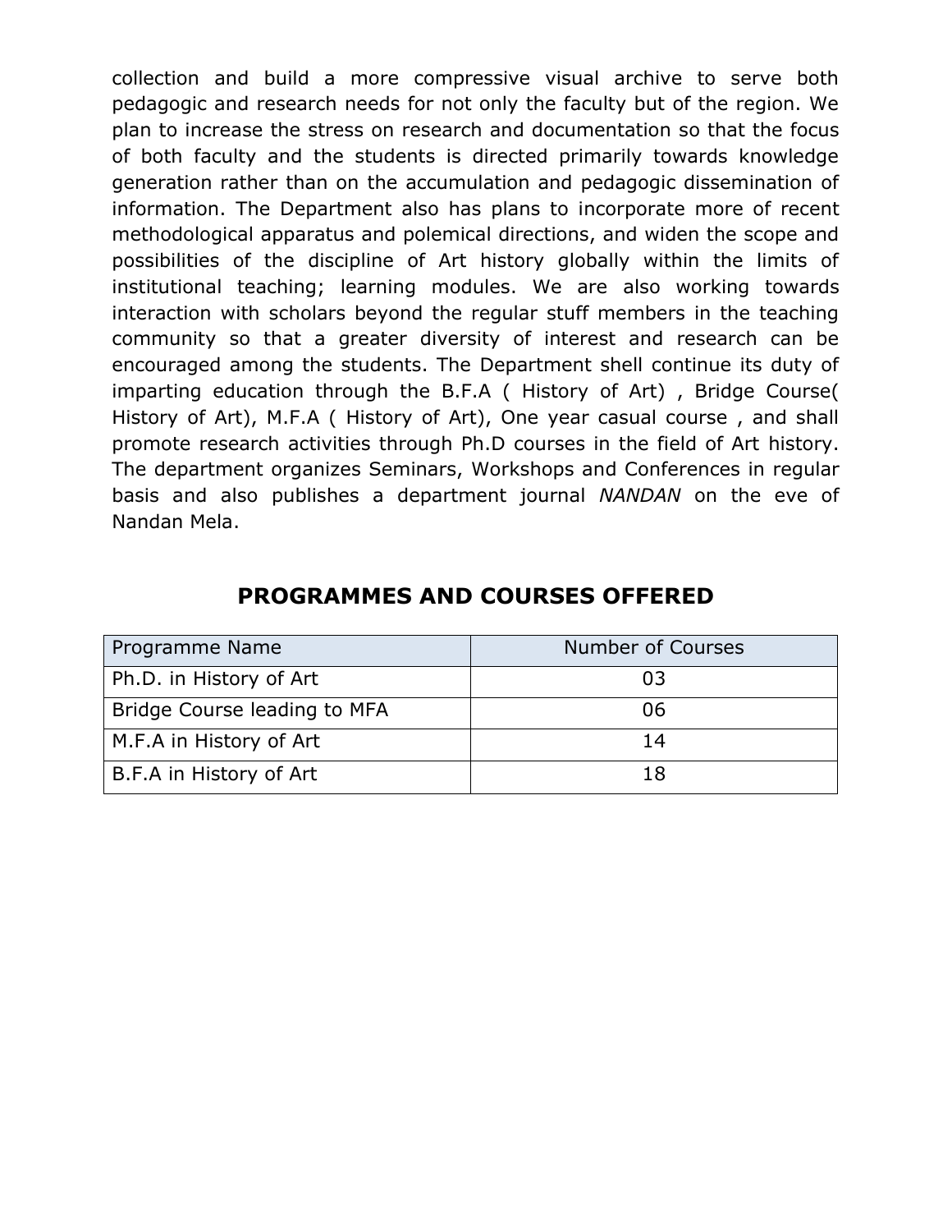collection and build a more compressive visual archive to serve both pedagogic and research needs for not only the faculty but of the region. We plan to increase the stress on research and documentation so that the focus of both faculty and the students is directed primarily towards knowledge generation rather than on the accumulation and pedagogic dissemination of information. The Department also has plans to incorporate more of recent methodological apparatus and polemical directions, and widen the scope and possibilities of the discipline of Art history globally within the limits of institutional teaching; learning modules. We are also working towards interaction with scholars beyond the regular stuff members in the teaching community so that a greater diversity of interest and research can be encouraged among the students. The Department shell continue its duty of imparting education through the B.F.A ( History of Art) , Bridge Course( History of Art), M.F.A ( History of Art), One year casual course , and shall promote research activities through Ph.D courses in the field of Art history. The department organizes Seminars, Workshops and Conferences in regular basis and also publishes a department journal *NANDAN* on the eve of Nandan Mela.

## PROGRAMMES AND COURSES OFFERED

| Programme Name | Number of Courses |
| --- | --- |
| Ph.D. in History of Art | 03 |
| Bridge Course leading to MFA | 06 |
| M.F.A in History of Art | 14 |
| B.F.A in History of Art | 18 |